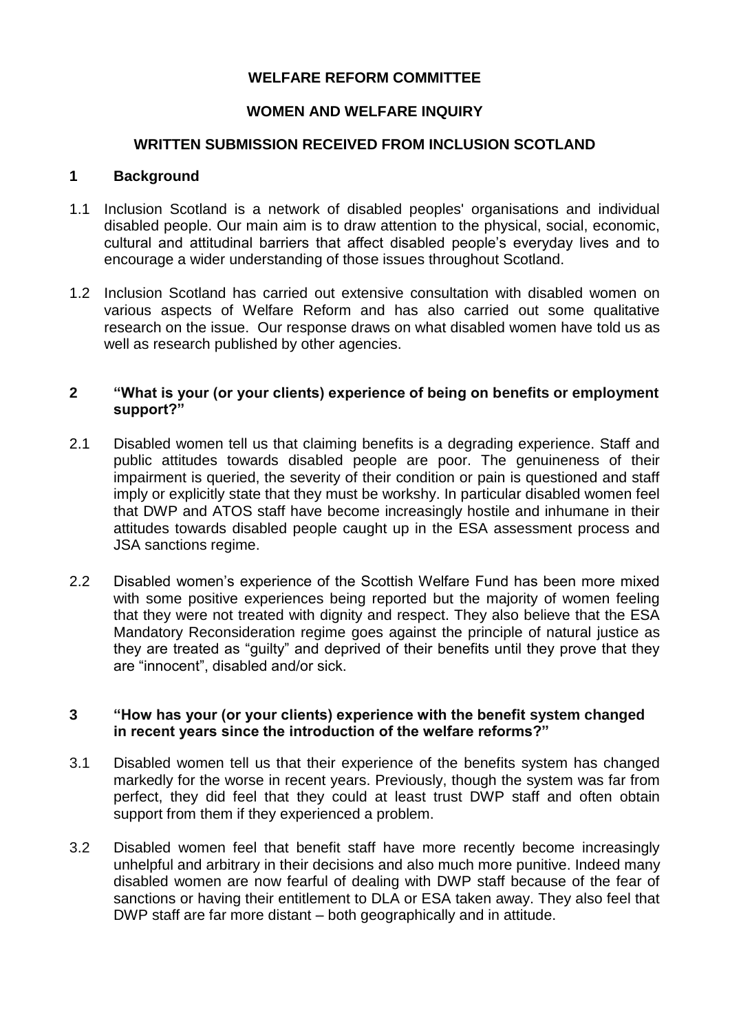**WELFARE REFORM COMMITTEE**

**WOMEN AND WELFARE INQUIRY**

**WRITTEN SUBMISSION RECEIVED FROM INCLUSION SCOTLAND**

## 1 Background

1.1 Inclusion Scotland is a network of disabled peoples' organisations and individual disabled people. Our main aim is to draw attention to the physical, social, economic, cultural and attitudinal barriers that affect disabled people's everyday lives and to encourage a wider understanding of those issues throughout Scotland.

1.2 Inclusion Scotland has carried out extensive consultation with disabled women on various aspects of Welfare Reform and has also carried out some qualitative research on the issue. Our response draws on what disabled women have told us as well as research published by other agencies.

## 2 "What is your (or your clients) experience of being on benefits or employment support?"

2.1 Disabled women tell us that claiming benefits is a degrading experience. Staff and public attitudes towards disabled people are poor. The genuineness of their impairment is queried, the severity of their condition or pain is questioned and staff imply or explicitly state that they must be workshy. In particular disabled women feel that DWP and ATOS staff have become increasingly hostile and inhumane in their attitudes towards disabled people caught up in the ESA assessment process and JSA sanctions regime.

2.2 Disabled women's experience of the Scottish Welfare Fund has been more mixed with some positive experiences being reported but the majority of women feeling that they were not treated with dignity and respect. They also believe that the ESA Mandatory Reconsideration regime goes against the principle of natural justice as they are treated as "guilty" and deprived of their benefits until they prove that they are "innocent", disabled and/or sick.

## 3 "How has your (or your clients) experience with the benefit system changed in recent years since the introduction of the welfare reforms?"

3.1 Disabled women tell us that their experience of the benefits system has changed markedly for the worse in recent years. Previously, though the system was far from perfect, they did feel that they could at least trust DWP staff and often obtain support from them if they experienced a problem.

3.2 Disabled women feel that benefit staff have more recently become increasingly unhelpful and arbitrary in their decisions and also much more punitive. Indeed many disabled women are now fearful of dealing with DWP staff because of the fear of sanctions or having their entitlement to DLA or ESA taken away. They also feel that DWP staff are far more distant – both geographically and in attitude.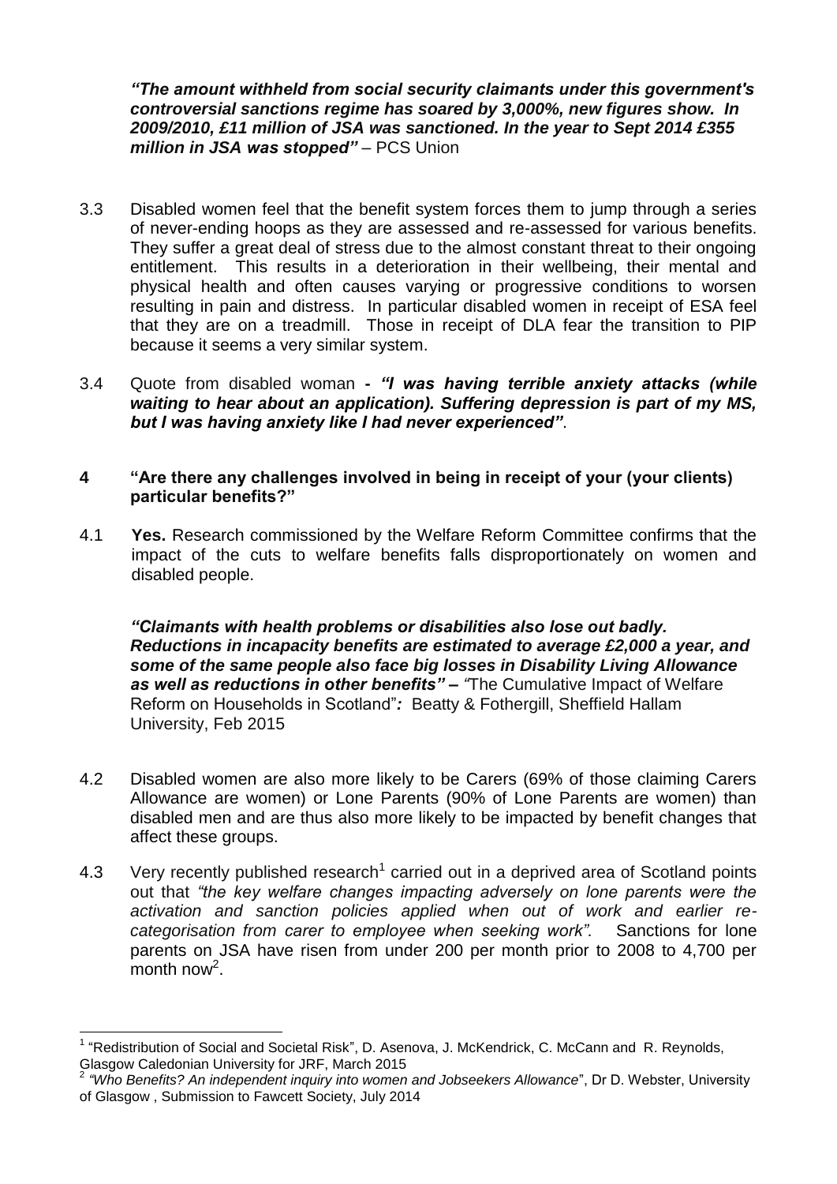***"The amount withheld from social security claimants under this government's controversial sanctions regime has soared by 3,000%, new figures show. In 2009/2010, £11 million of JSA was sanctioned. In the year to Sept 2014 £355 million in JSA was stopped"*** – PCS Union

3.3 Disabled women feel that the benefit system forces them to jump through a series of never-ending hoops as they are assessed and re-assessed for various benefits. They suffer a great deal of stress due to the almost constant threat to their ongoing entitlement. This results in a deterioration in their wellbeing, their mental and physical health and often causes varying or progressive conditions to worsen resulting in pain and distress. In particular disabled women in receipt of ESA feel that they are on a treadmill. Those in receipt of DLA fear the transition to PIP because it seems a very similar system.

3.4 Quote from disabled woman **- *"I was having terrible anxiety attacks (while waiting to hear about an application). Suffering depression is part of my MS, but I was having anxiety like I had never experienced"***.

## 4 "Are there any challenges involved in being in receipt of your (your clients) particular benefits?"

4.1 **Yes.** Research commissioned by the Welfare Reform Committee confirms that the impact of the cuts to welfare benefits falls disproportionately on women and disabled people.

> ***"Claimants with health problems or disabilities also lose out badly. Reductions in incapacity benefits are estimated to average £2,000 a year, and some of the same people also face big losses in Disability Living Allowance as well as reductions in other benefits" –*** *"*The Cumulative Impact of Welfare Reform on Households in Scotland"***:*** Beatty & Fothergill, Sheffield Hallam University, Feb 2015

4.2 Disabled women are also more likely to be Carers (69% of those claiming Carers Allowance are women) or Lone Parents (90% of Lone Parents are women) than disabled men and are thus also more likely to be impacted by benefit changes that affect these groups.

4.3 Very recently published research[1] carried out in a deprived area of Scotland points out that *"the key welfare changes impacting adversely on lone parents were the activation and sanction policies applied when out of work and earlier re-categorisation from carer to employee when seeking work".* Sanctions for lone parents on JSA have risen from under 200 per month prior to 2008 to 4,700 per month now[2].

---

[1] "Redistribution of Social and Societal Risk", D. Asenova, J. McKendrick, C. McCann and R. Reynolds, Glasgow Caledonian University for JRF, March 2015

[2] *"Who Benefits? An independent inquiry into women and Jobseekers Allowance*", Dr D. Webster, University of Glasgow , Submission to Fawcett Society, July 2014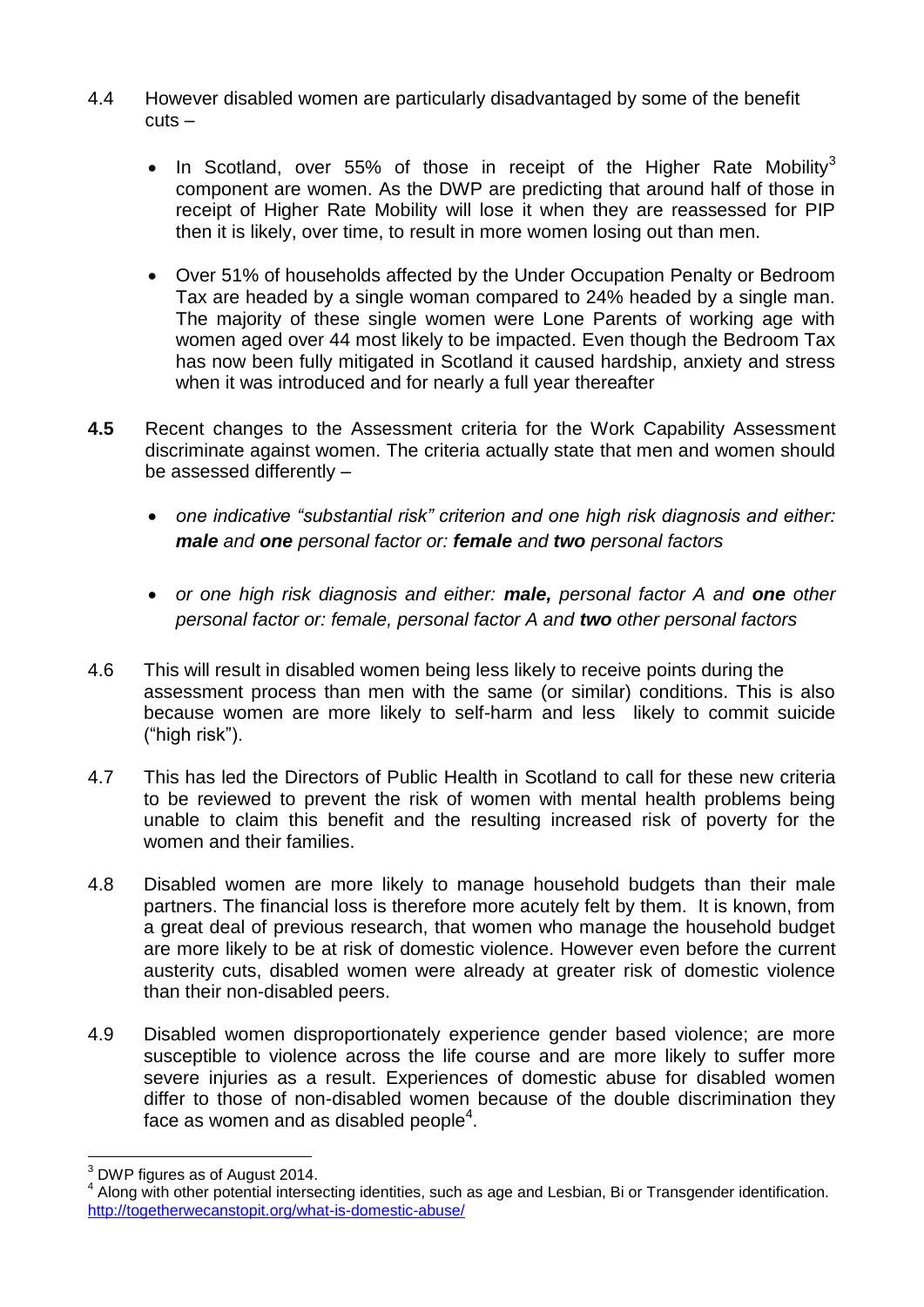4.4 However disabled women are particularly disadvantaged by some of the benefit cuts –

- In Scotland, over 55% of those in receipt of the Higher Rate Mobility[3] component are women. As the DWP are predicting that around half of those in receipt of Higher Rate Mobility will lose it when they are reassessed for PIP then it is likely, over time, to result in more women losing out than men.

- Over 51% of households affected by the Under Occupation Penalty or Bedroom Tax are headed by a single woman compared to 24% headed by a single man. The majority of these single women were Lone Parents of working age with women aged over 44 most likely to be impacted. Even though the Bedroom Tax has now been fully mitigated in Scotland it caused hardship, anxiety and stress when it was introduced and for nearly a full year thereafter

**4.5** Recent changes to the Assessment criteria for the Work Capability Assessment discriminate against women. The criteria actually state that men and women should be assessed differently –

- *one indicative "substantial risk" criterion and one high risk diagnosis and either: **male** and **one** personal factor or: **female** and **two** personal factors*

- *or one high risk diagnosis and either: **male,** personal factor A and **one** other personal factor or: female, personal factor A and **two** other personal factors*

4.6 This will result in disabled women being less likely to receive points during the assessment process than men with the same (or similar) conditions. This is also because women are more likely to self-harm and less likely to commit suicide ("high risk").

4.7 This has led the Directors of Public Health in Scotland to call for these new criteria to be reviewed to prevent the risk of women with mental health problems being unable to claim this benefit and the resulting increased risk of poverty for the women and their families.

4.8 Disabled women are more likely to manage household budgets than their male partners. The financial loss is therefore more acutely felt by them. It is known, from a great deal of previous research, that women who manage the household budget are more likely to be at risk of domestic violence. However even before the current austerity cuts, disabled women were already at greater risk of domestic violence than their non-disabled peers.

4.9 Disabled women disproportionately experience gender based violence; are more susceptible to violence across the life course and are more likely to suffer more severe injuries as a result. Experiences of domestic abuse for disabled women differ to those of non-disabled women because of the double discrimination they face as women and as disabled people[4].

---

[3] DWP figures as of August 2014.

[4] Along with other potential intersecting identities, such as age and Lesbian, Bi or Transgender identification. http://togetherwecanstopit.org/what-is-domestic-abuse/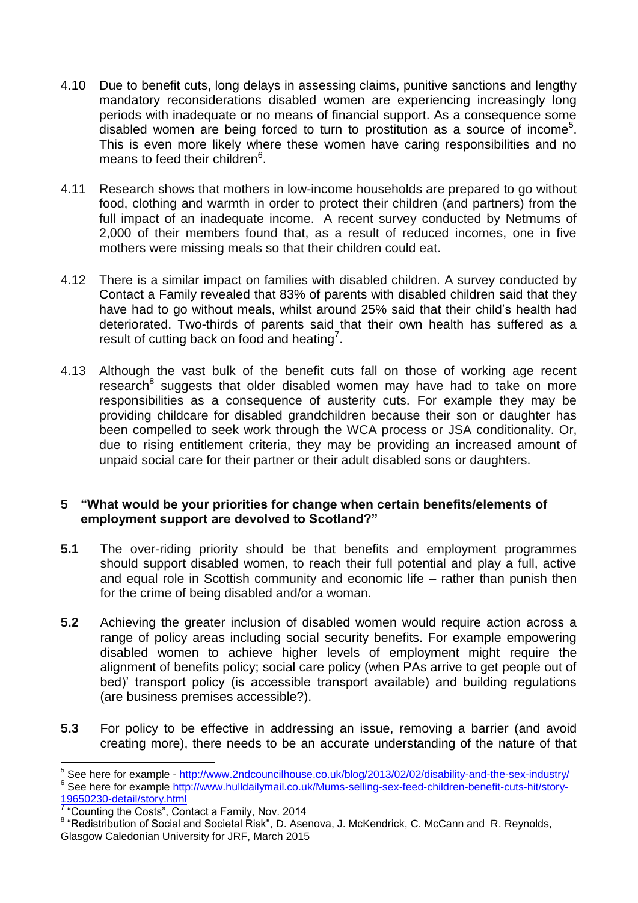4.10 Due to benefit cuts, long delays in assessing claims, punitive sanctions and lengthy mandatory reconsiderations disabled women are experiencing increasingly long periods with inadequate or no means of financial support. As a consequence some disabled women are being forced to turn to prostitution as a source of income[5]. This is even more likely where these women have caring responsibilities and no means to feed their children[6].

4.11 Research shows that mothers in low-income households are prepared to go without food, clothing and warmth in order to protect their children (and partners) from the full impact of an inadequate income. A recent survey conducted by Netmums of 2,000 of their members found that, as a result of reduced incomes, one in five mothers were missing meals so that their children could eat.

4.12 There is a similar impact on families with disabled children. A survey conducted by Contact a Family revealed that 83% of parents with disabled children said that they have had to go without meals, whilst around 25% said that their child's health had deteriorated. Two-thirds of parents said that their own health has suffered as a result of cutting back on food and heating[7].

4.13 Although the vast bulk of the benefit cuts fall on those of working age recent research[8] suggests that older disabled women may have had to take on more responsibilities as a consequence of austerity cuts. For example they may be providing childcare for disabled grandchildren because their son or daughter has been compelled to seek work through the WCA process or JSA conditionality. Or, due to rising entitlement criteria, they may be providing an increased amount of unpaid social care for their partner or their adult disabled sons or daughters.

## 5 "What would be your priorities for change when certain benefits/elements of employment support are devolved to Scotland?"

**5.1** The over-riding priority should be that benefits and employment programmes should support disabled women, to reach their full potential and play a full, active and equal role in Scottish community and economic life – rather than punish then for the crime of being disabled and/or a woman.

**5.2** Achieving the greater inclusion of disabled women would require action across a range of policy areas including social security benefits. For example empowering disabled women to achieve higher levels of employment might require the alignment of benefits policy; social care policy (when PAs arrive to get people out of bed)' transport policy (is accessible transport available) and building regulations (are business premises accessible?).

**5.3** For policy to be effective in addressing an issue, removing a barrier (and avoid creating more), there needs to be an accurate understanding of the nature of that

---

[5] See here for example - http://www.2ndcouncilhouse.co.uk/blog/2013/02/02/disability-and-the-sex-industry/

[6] See here for example http://www.hulldailymail.co.uk/Mums-selling-sex-feed-children-benefit-cuts-hit/story-19650230-detail/story.html

[7] "Counting the Costs", Contact a Family, Nov. 2014

[8] "Redistribution of Social and Societal Risk", D. Asenova, J. McKendrick, C. McCann and R. Reynolds, Glasgow Caledonian University for JRF, March 2015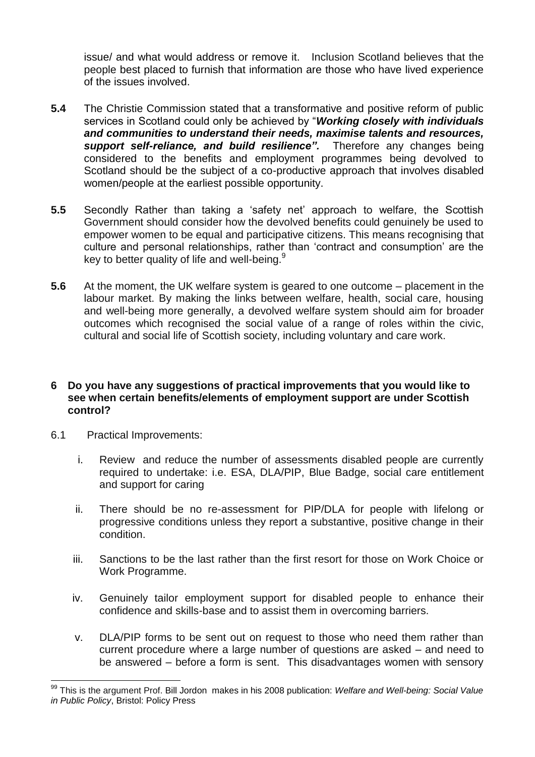issue/ and what would address or remove it. Inclusion Scotland believes that the people best placed to furnish that information are those who have lived experience of the issues involved.

**5.4** The Christie Commission stated that a transformative and positive reform of public services in Scotland could only be achieved by "***Working closely with individuals and communities to understand their needs, maximise talents and resources, support self-reliance, and build resilience".*** Therefore any changes being considered to the benefits and employment programmes being devolved to Scotland should be the subject of a co-productive approach that involves disabled women/people at the earliest possible opportunity.

**5.5** Secondly Rather than taking a 'safety net' approach to welfare, the Scottish Government should consider how the devolved benefits could genuinely be used to empower women to be equal and participative citizens. This means recognising that culture and personal relationships, rather than 'contract and consumption' are the key to better quality of life and well-being.[9]

**5.6** At the moment, the UK welfare system is geared to one outcome – placement in the labour market. By making the links between welfare, health, social care, housing and well-being more generally, a devolved welfare system should aim for broader outcomes which recognised the social value of a range of roles within the civic, cultural and social life of Scottish society, including voluntary and care work.

**6 Do you have any suggestions of practical improvements that you would like to see when certain benefits/elements of employment support are under Scottish control?**

6.1 Practical Improvements:

i. Review and reduce the number of assessments disabled people are currently required to undertake: i.e. ESA, DLA/PIP, Blue Badge, social care entitlement and support for caring

ii. There should be no re-assessment for PIP/DLA for people with lifelong or progressive conditions unless they report a substantive, positive change in their condition.

iii. Sanctions to be the last rather than the first resort for those on Work Choice or Work Programme.

iv. Genuinely tailor employment support for disabled people to enhance their confidence and skills-base and to assist them in overcoming barriers.

v. DLA/PIP forms to be sent out on request to those who need them rather than current procedure where a large number of questions are asked – and need to be answered – before a form is sent. This disadvantages women with sensory

---

[99] This is the argument Prof. Bill Jordon makes in his 2008 publication: *Welfare and Well-being: Social Value in Public Policy*, Bristol: Policy Press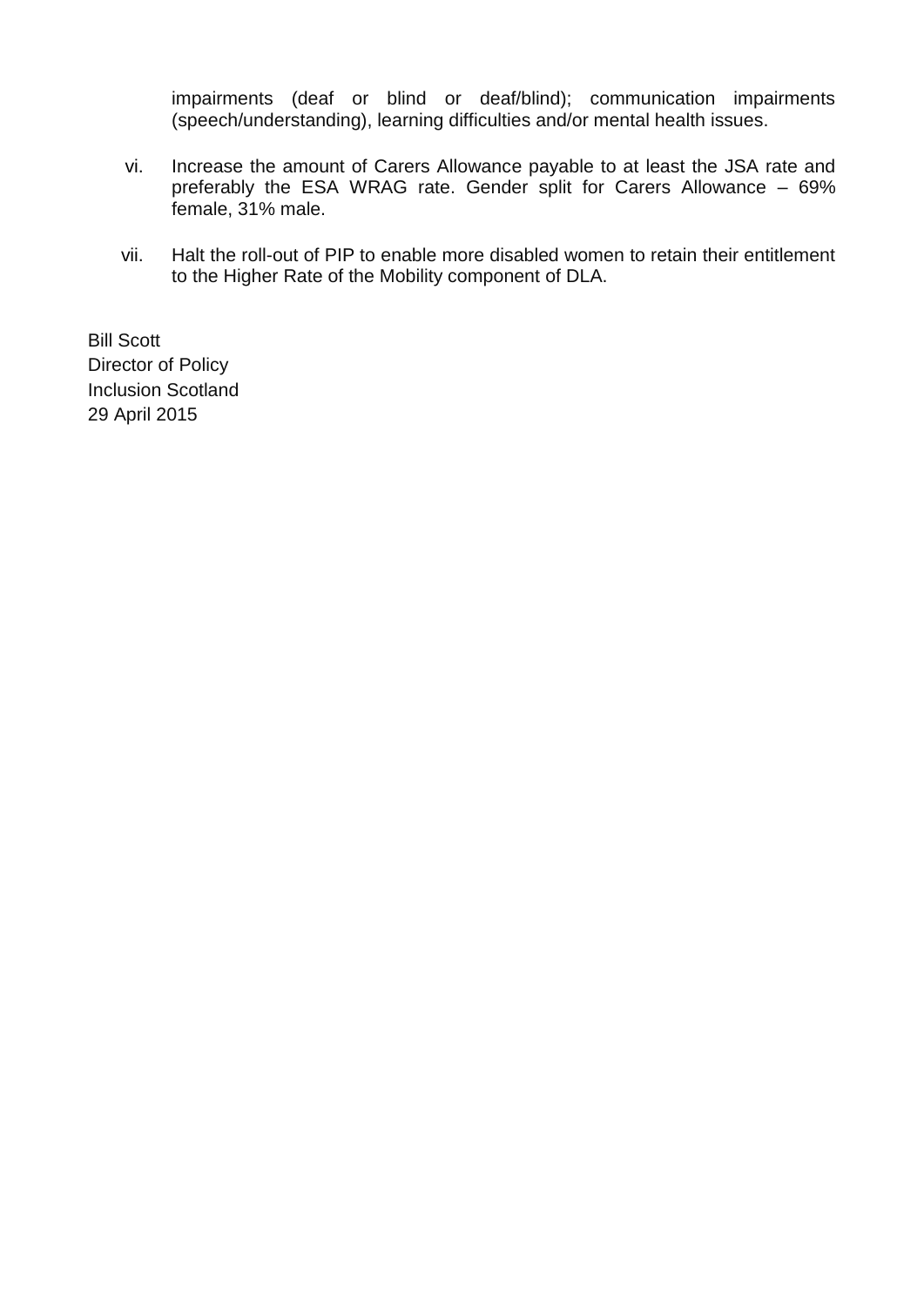impairments (deaf or blind or deaf/blind); communication impairments (speech/understanding), learning difficulties and/or mental health issues.

vi. Increase the amount of Carers Allowance payable to at least the JSA rate and preferably the ESA WRAG rate. Gender split for Carers Allowance – 69% female, 31% male.

vii. Halt the roll-out of PIP to enable more disabled women to retain their entitlement to the Higher Rate of the Mobility component of DLA.

Bill Scott
Director of Policy
Inclusion Scotland
29 April 2015